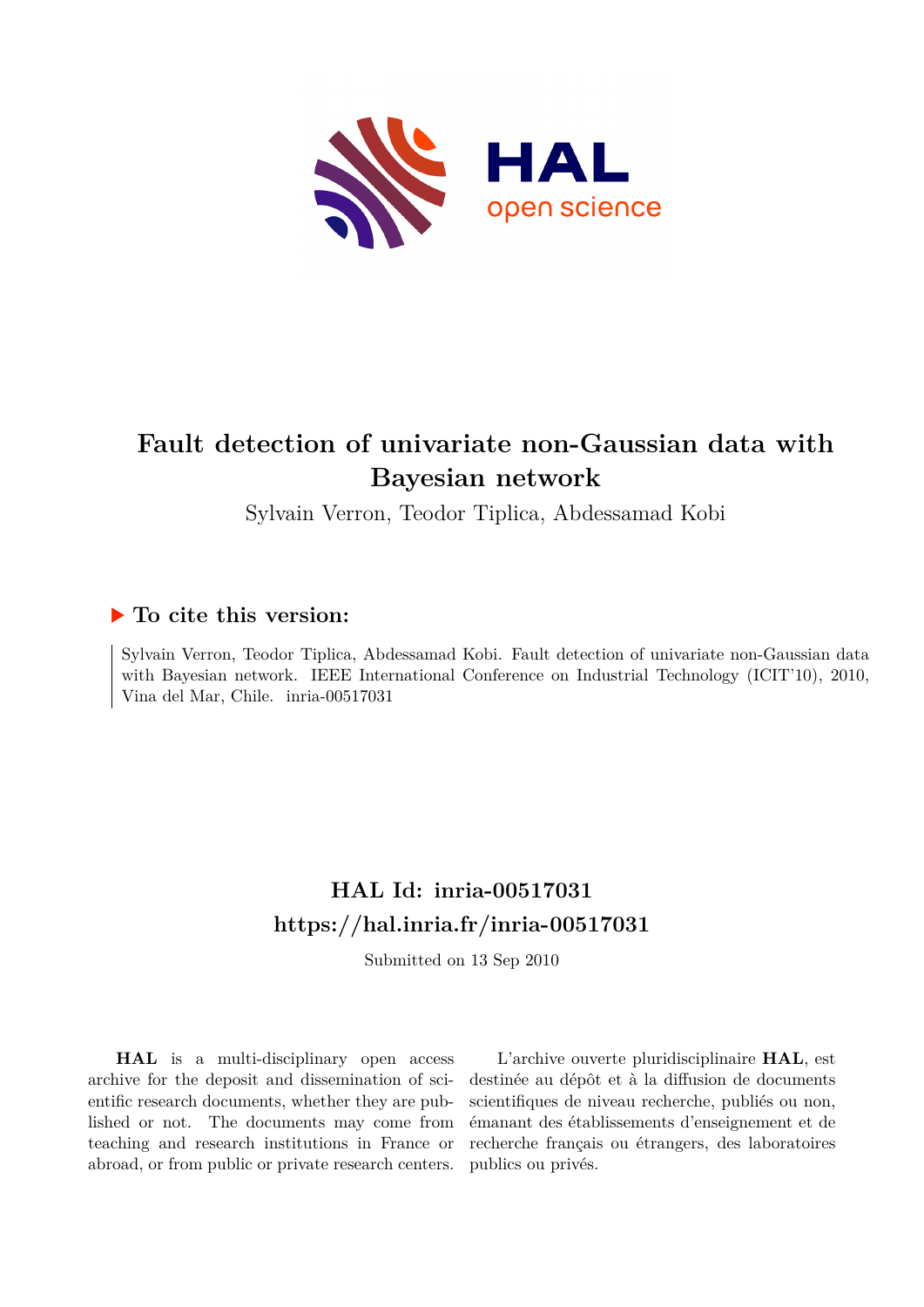# Fault detection of univariate non-Gaussian data with Bayesian network

Sylvain Verron, Teodor Tiplica, Abdessamad Kobi

## ▶ To cite this version:

Sylvain Verron, Teodor Tiplica, Abdessamad Kobi. Fault detection of univariate non-Gaussian data with Bayesian network. IEEE International Conference on Industrial Technology (ICIT'10), 2010, Vina del Mar, Chile. inria-00517031

## HAL Id: inria-00517031
## https://hal.inria.fr/inria-00517031

Submitted on 13 Sep 2010

**HAL** is a multi-disciplinary open access archive for the deposit and dissemination of scientific research documents, whether they are published or not. The documents may come from teaching and research institutions in France or abroad, or from public or private research centers.

L'archive ouverte pluridisciplinaire **HAL**, est destinée au dépôt et à la diffusion de documents scientifiques de niveau recherche, publiés ou non, émanant des établissements d'enseignement et de recherche français ou étrangers, des laboratoires publics ou privés.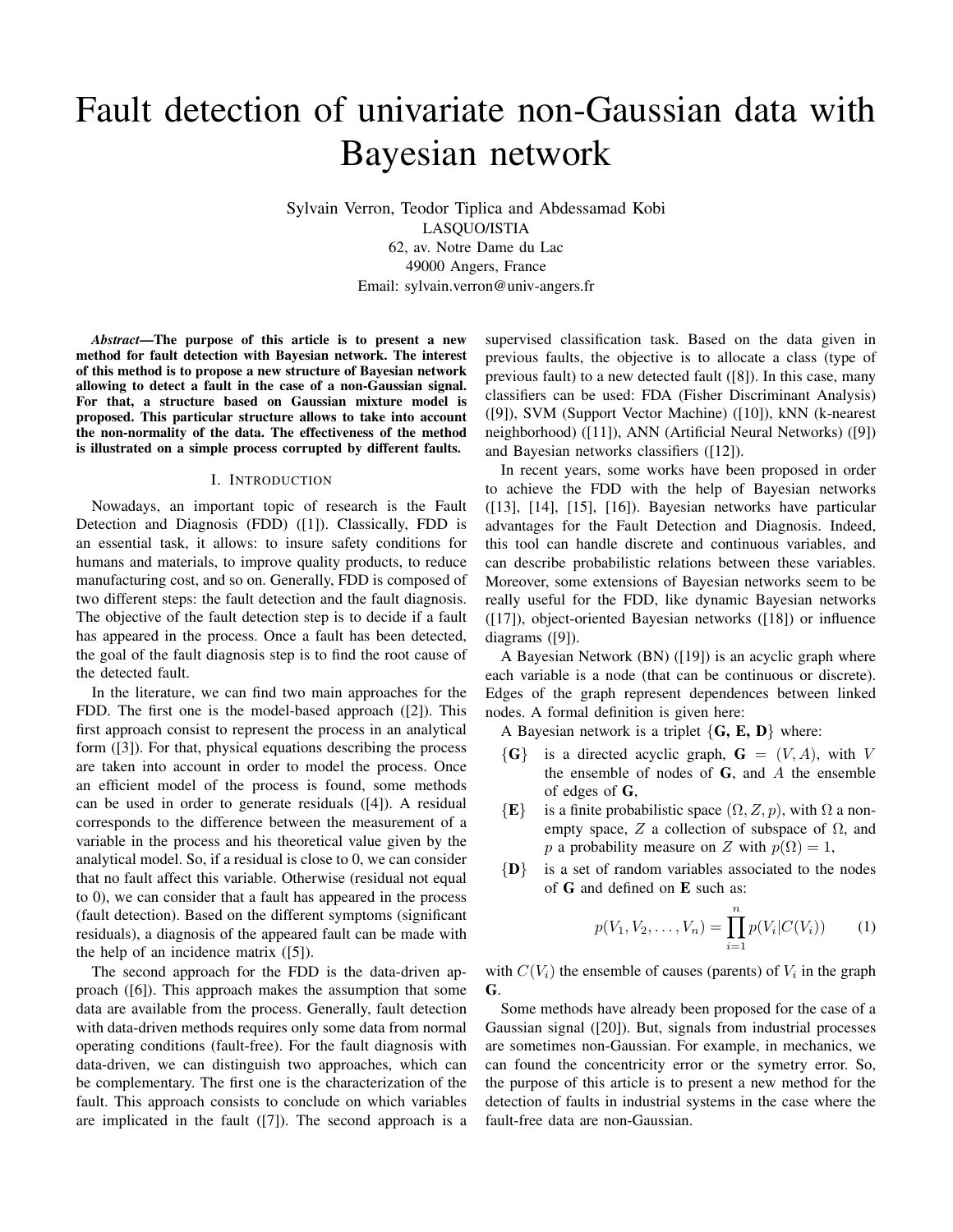# Fault detection of univariate non-Gaussian data with Bayesian network

Sylvain Verron, Teodor Tiplica and Abdessamad Kobi
LASQUO/ISTIA
62, av. Notre Dame du Lac
49000 Angers, France
Email: sylvain.verron@univ-angers.fr

***Abstract*****—The purpose of this article is to present a new method for fault detection with Bayesian network. The interest of this method is to propose a new structure of Bayesian network allowing to detect a fault in the case of a non-Gaussian signal. For that, a structure based on Gaussian mixture model is proposed. This particular structure allows to take into account the non-normality of the data. The effectiveness of the method is illustrated on a simple process corrupted by different faults.**

## I. Introduction

Nowadays, an important topic of research is the Fault Detection and Diagnosis (FDD) ([1]). Classically, FDD is an essential task, it allows: to insure safety conditions for humans and materials, to improve quality products, to reduce manufacturing cost, and so on. Generally, FDD is composed of two different steps: the fault detection and the fault diagnosis. The objective of the fault detection step is to decide if a fault has appeared in the process. Once a fault has been detected, the goal of the fault diagnosis step is to find the root cause of the detected fault.

In the literature, we can find two main approaches for the FDD. The first one is the model-based approach ([2]). This first approach consist to represent the process in an analytical form ([3]). For that, physical equations describing the process are taken into account in order to model the process. Once an efficient model of the process is found, some methods can be used in order to generate residuals ([4]). A residual corresponds to the difference between the measurement of a variable in the process and his theoretical value given by the analytical model. So, if a residual is close to 0, we can consider that no fault affect this variable. Otherwise (residual not equal to 0), we can consider that a fault has appeared in the process (fault detection). Based on the different symptoms (significant residuals), a diagnosis of the appeared fault can be made with the help of an incidence matrix ([5]).

The second approach for the FDD is the data-driven approach ([6]). This approach makes the assumption that some data are available from the process. Generally, fault detection with data-driven methods requires only some data from normal operating conditions (fault-free). For the fault diagnosis with data-driven, we can distinguish two approaches, which can be complementary. The first one is the characterization of the fault. This approach consists to conclude on which variables are implicated in the fault ([7]). The second approach is a supervised classification task. Based on the data given in previous faults, the objective is to allocate a class (type of previous fault) to a new detected fault ([8]). In this case, many classifiers can be used: FDA (Fisher Discriminant Analysis) ([9]), SVM (Support Vector Machine) ([10]), kNN (k-nearest neighborhood) ([11]), ANN (Artificial Neural Networks) ([9]) and Bayesian networks classifiers ([12]).

In recent years, some works have been proposed in order to achieve the FDD with the help of Bayesian networks ([13], [14], [15], [16]). Bayesian networks have particular advantages for the Fault Detection and Diagnosis. Indeed, this tool can handle discrete and continuous variables, and can describe probabilistic relations between these variables. Moreover, some extensions of Bayesian networks seem to be really useful for the FDD, like dynamic Bayesian networks ([17]), object-oriented Bayesian networks ([18]) or influence diagrams ([9]).

A Bayesian Network (BN) ([19]) is an acyclic graph where each variable is a node (that can be continuous or discrete). Edges of the graph represent dependences between linked nodes. A formal definition is given here:

A Bayesian network is a triplet $\{\mathbf{G}, \mathbf{E}, \mathbf{D}\}$ where:

- $\{\mathbf{G}\}$ is a directed acyclic graph, $\mathbf{G} = (V, A)$, with $V$ the ensemble of nodes of $\mathbf{G}$, and $A$ the ensemble of edges of $\mathbf{G}$,
- $\{\mathbf{E}\}$ is a finite probabilistic space $(\Omega, Z, p)$, with $\Omega$ a non-empty space, $Z$ a collection of subspace of $\Omega$, and $p$ a probability measure on $Z$ with $p(\Omega) = 1$,
- $\{\mathbf{D}\}$ is a set of random variables associated to the nodes of $\mathbf{G}$ and defined on $\mathbf{E}$ such as:

$$p(V_1, V_2, \ldots, V_n) = \prod_{i=1}^{n} p(V_i | C(V_i)) \qquad (1)$$

with $C(V_i)$ the ensemble of causes (parents) of $V_i$ in the graph $\mathbf{G}$.

Some methods have already been proposed for the case of a Gaussian signal ([20]). But, signals from industrial processes are sometimes non-Gaussian. For example, in mechanics, we can found the concentricity error or the symetry error. So, the purpose of this article is to present a new method for the detection of faults in industrial systems in the case where the fault-free data are non-Gaussian.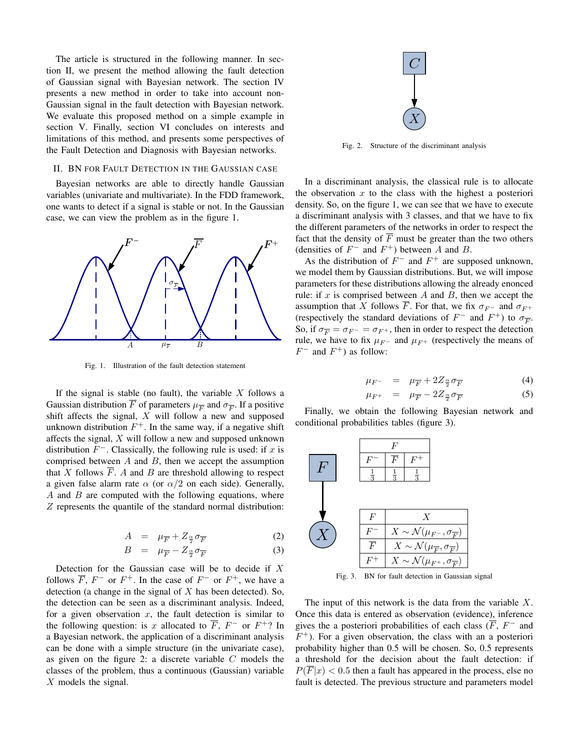The article is structured in the following manner. In section II, we present the method allowing the fault detection of Gaussian signal with Bayesian network. The section IV presents a new method in order to take into account non-Gaussian signal in the fault detection with Bayesian network. We evaluate this proposed method on a simple example in section V. Finally, section VI concludes on interests and limitations of this method, and presents some perspectives of the Fault Detection and Diagnosis with Bayesian networks.

## II. BN for Fault Detection in the Gaussian case

Bayesian networks are able to directly handle Gaussian variables (univariate and multivariate). In the FDD framework, one wants to detect if a signal is stable or not. In the Gaussian case, we can view the problem as in the figure 1.

Fig. 1. Illustration of the fault detection statement

If the signal is stable (no fault), the variable $X$ follows a Gaussian distribution $\overline{F}$ of parameters $\mu_{\overline{F}}$ and $\sigma_{\overline{F}}$. If a positive shift affects the signal, $X$ will follow a new and supposed unknown distribution $F^+$. In the same way, if a negative shift affects the signal, $X$ will follow a new and supposed unknown distribution $F^-$. Classically, the following rule is used: if $x$ is comprised between $A$ and $B$, then we accept the assumption that $X$ follows $\overline{F}$. $A$ and $B$ are threshold allowing to respect a given false alarm rate $\alpha$ (or $\alpha/2$ on each side). Generally, $A$ and $B$ are computed with the following equations, where $Z$ represents the quantile of the standard normal distribution:

$$A = \mu_{\overline{F}} + Z_{\frac{\alpha}{2}}\sigma_{\overline{F}} \quad (2)$$

$$B = \mu_{\overline{F}} - Z_{\frac{\alpha}{2}}\sigma_{\overline{F}} \quad (3)$$

Detection for the Gaussian case will be to decide if $X$ follows $\overline{F}$, $F^-$ or $F^+$. In the case of $F^-$ or $F^+$, we have a detection (a change in the signal of $X$ has been detected). So, the detection can be seen as a discriminant analysis. Indeed, for a given observation $x$, the fault detection is similar to the following question: is $x$ allocated to $\overline{F}$, $F^-$ or $F^+$? In a Bayesian network, the application of a discriminant analysis can be done with a simple structure (in the univariate case), as given on the figure 2: a discrete variable $C$ models the classes of the problem, thus a continuous (Gaussian) variable $X$ models the signal.

Fig. 2. Structure of the discriminant analysis

In a discriminant analysis, the classical rule is to allocate the observation $x$ to the class with the highest a posteriori density. So, on the figure 1, we can see that we have to execute a discriminant analysis with 3 classes, and that we have to fix the different parameters of the networks in order to respect the fact that the density of $\overline{F}$ must be greater than the two others (densities of $F^-$ and $F^+$) between $A$ and $B$.

As the distribution of $F^-$ and $F^+$ are supposed unknown, we model them by Gaussian distributions. But, we will impose parameters for these distributions allowing the already enonced rule: if $x$ is comprised between $A$ and $B$, then we accept the assumption that $X$ follows $\overline{F}$. For that, we fix $\sigma_{F^-}$ and $\sigma_{F^+}$ (respectively the standard deviations of $F^-$ and $F^+$) to $\sigma_{\overline{F}}$. So, if $\sigma_{\overline{F}} = \sigma_{F^-} = \sigma_{F^+}$, then in order to respect the detection rule, we have to fix $\mu_{F^-}$ and $\mu_{F^+}$ (respectively the means of $F^-$ and $F^+$) as follow:

$$\mu_{F^-} = \mu_{\overline{F}} + 2Z_{\frac{\alpha}{2}}\sigma_{\overline{F}} \quad (4)$$

$$\mu_{F^+} = \mu_{\overline{F}} - 2Z_{\frac{\alpha}{2}}\sigma_{\overline{F}} \quad (5)$$

Finally, we obtain the following Bayesian network and conditional probabilities tables (figure 3).

| $F^-$ | $\overline{F}$ | $F^+$ |
|---|---|---|
| $\frac{1}{3}$ | $\frac{1}{3}$ | $\frac{1}{3}$ |

| $F$ | $X$ |
|---|---|
| $F^-$ | $X \sim \mathcal{N}(\mu_{F^-}, \sigma_{\overline{F}})$ |
| $\overline{F}$ | $X \sim \mathcal{N}(\mu_{\overline{F}}, \sigma_{\overline{F}})$ |
| $F^+$ | $X \sim \mathcal{N}(\mu_{F^+}, \sigma_{\overline{F}})$ |

Fig. 3. BN for fault detection in Gaussian signal

The input of this network is the data from the variable $X$. Once this data is entered as observation (evidence), inference gives the a posteriori probabilities of each class ($\overline{F}$, $F^-$ and $F^+$). For a given observation, the class with an a posteriori probability higher than 0.5 will be chosen. So, 0.5 represents a threshold for the decision about the fault detection: if $P(\overline{F}|x) < 0.5$ then a fault has appeared in the process, else no fault is detected. The previous structure and parameters model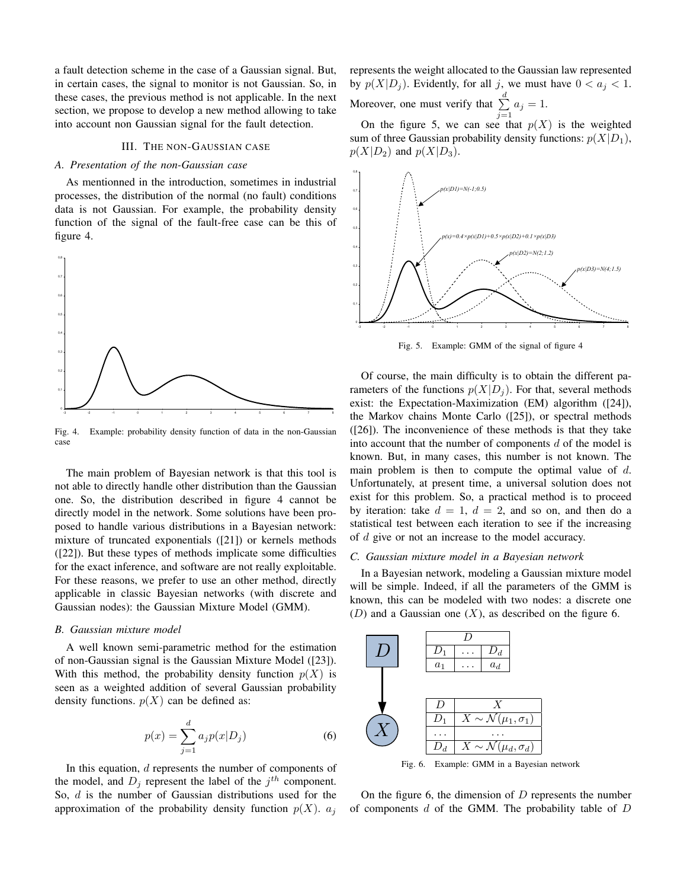a fault detection scheme in the case of a Gaussian signal. But, in certain cases, the signal to monitor is not Gaussian. So, in these cases, the previous method is not applicable. In the next section, we propose to develop a new method allowing to take into account non Gaussian signal for the fault detection.

## III. The non-Gaussian case

### A. Presentation of the non-Gaussian case

As mentionned in the introduction, sometimes in industrial processes, the distribution of the normal (no fault) conditions data is not Gaussian. For example, the probability density function of the signal of the fault-free case can be this of figure 4.

Fig. 4. Example: probability density function of data in the non-Gaussian case

The main problem of Bayesian network is that this tool is not able to directly handle other distribution than the Gaussian one. So, the distribution described in figure 4 cannot be directly model in the network. Some solutions have been proposed to handle various distributions in a Bayesian network: mixture of truncated exponentials ([21]) or kernels methods ([22]). But these types of methods implicate some difficulties for the exact inference, and software are not really exploitable. For these reasons, we prefer to use an other method, directly applicable in classic Bayesian networks (with discrete and Gaussian nodes): the Gaussian Mixture Model (GMM).

### B. Gaussian mixture model

A well known semi-parametric method for the estimation of non-Gaussian signal is the Gaussian Mixture Model ([23]). With this method, the probability density function $p(X)$ is seen as a weighted addition of several Gaussian probability density functions. $p(X)$ can be defined as:

$$p(x) = \sum_{j=1}^{d} a_j p(x|D_j) \tag{6}$$

In this equation, $d$ represents the number of components of the model, and $D_j$ represent the label of the $j^{th}$ component. So, $d$ is the number of Gaussian distributions used for the approximation of the probability density function $p(X)$. $a_j$ represents the weight allocated to the Gaussian law represented by $p(X|D_j)$. Evidently, for all $j$, we must have $0 < a_j < 1$. Moreover, one must verify that $\sum_{j=1}^{d} a_j = 1$.

On the figure 5, we can see that $p(X)$ is the weighted sum of three Gaussian probability density functions: $p(X|D_1)$, $p(X|D_2)$ and $p(X|D_3)$.

Fig. 5. Example: GMM of the signal of figure 4

Of course, the main difficulty is to obtain the different parameters of the functions $p(X|D_j)$. For that, several methods exist: the Expectation-Maximization (EM) algorithm ([24]), the Markov chains Monte Carlo ([25]), or spectral methods ([26]). The inconvenience of these methods is that they take into account that the number of components $d$ of the model is known. But, in many cases, this number is not known. The main problem is then to compute the optimal value of $d$. Unfortunately, at present time, a universal solution does not exist for this problem. So, a practical method is to proceed by iteration: take $d = 1$, $d = 2$, and so on, and then do a statistical test between each iteration to see if the increasing of $d$ give or not an increase to the model accuracy.

### C. Gaussian mixture model in a Bayesian network

In a Bayesian network, modeling a Gaussian mixture model will be simple. Indeed, if all the parameters of the GMM is known, this can be modeled with two nodes: a discrete one ($D$) and a Gaussian one ($X$), as described on the figure 6.

| $D$ | | |
|---|---|---|
| $D_1$ | $\dots$ | $D_d$ |
| $a_1$ | $\dots$ | $a_d$ |

| $D$ | $X$ |
|---|---|
| $D_1$ | $X \sim \mathcal{N}(\mu_1, \sigma_1)$ |
| $\dots$ | $\dots$ |
| $D_d$ | $X \sim \mathcal{N}(\mu_d, \sigma_d)$ |

Fig. 6. Example: GMM in a Bayesian network

On the figure 6, the dimension of $D$ represents the number of components $d$ of the GMM. The probability table of $D$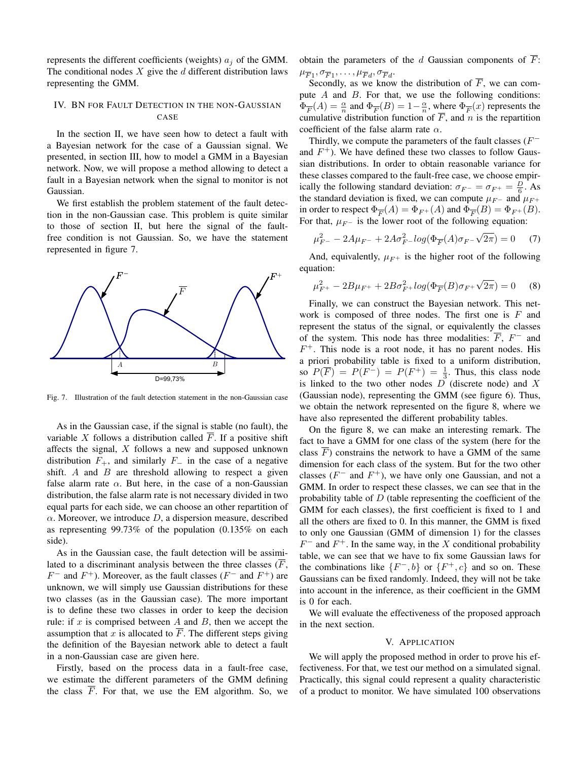represents the different coefficients (weights) $a_j$ of the GMM. The conditional nodes $X$ give the $d$ different distribution laws representing the GMM.

## IV. BN for Fault Detection in the non-Gaussian case

In the section II, we have seen how to detect a fault with a Bayesian network for the case of a Gaussian signal. We presented, in section III, how to model a GMM in a Bayesian network. Now, we will propose a method allowing to detect a fault in a Bayesian network when the signal to monitor is not Gaussian.

We first establish the problem statement of the fault detection in the non-Gaussian case. This problem is quite similar to those of section II, but here the signal of the fault-free condition is not Gaussian. So, we have the statement represented in figure 7.

Fig. 7. Illustration of the fault detection statement in the non-Gaussian case

As in the Gaussian case, if the signal is stable (no fault), the variable $X$ follows a distribution called $\overline{F}$. If a positive shift affects the signal, $X$ follows a new and supposed unknown distribution $F_+$, and similarly $F_-$ in the case of a negative shift. $A$ and $B$ are threshold allowing to respect a given false alarm rate $\alpha$. But here, in the case of a non-Gaussian distribution, the false alarm rate is not necessary divided in two equal parts for each side, we can choose an other repartition of $\alpha$. Moreover, we introduce $D$, a dispersion measure, described as representing 99.73% of the population (0.135% on each side).

As in the Gaussian case, the fault detection will be assimilated to a discriminant analysis between the three classes ($\overline{F}$, $F^-$ and $F^+$). Moreover, as the fault classes ($F^-$ and $F^+$) are unknown, we will simply use Gaussian distributions for these two classes (as in the Gaussian case). The more important is to define these two classes in order to keep the decision rule: if $x$ is comprised between $A$ and $B$, then we accept the assumption that $x$ is allocated to $\overline{F}$. The different steps giving the definition of the Bayesian network able to detect a fault in a non-Gaussian case are given here.

Firstly, based on the process data in a fault-free case, we estimate the different parameters of the GMM defining the class $\overline{F}$. For that, we use the EM algorithm. So, we obtain the parameters of the $d$ Gaussian components of $\overline{F}$: $\mu_{\overline{F}1}, \sigma_{\overline{F}1}, \dots, \mu_{\overline{F}d}, \sigma_{\overline{F}d}$.

Secondly, as we know the distribution of $\overline{F}$, we can compute $A$ and $B$. For that, we use the following conditions: $\Phi_{\overline{F}}(A) = \frac{\alpha}{n}$ and $\Phi_{\overline{F}}(B) = 1 - \frac{\alpha}{n}$, where $\Phi_{\overline{F}}(x)$ represents the cumulative distribution function of $\overline{F}$, and $n$ is the repartition coefficient of the false alarm rate $\alpha$.

Thirdly, we compute the parameters of the fault classes ($F^-$ and $F^+$). We have defined these two classes to follow Gaussian distributions. In order to obtain reasonable variance for these classes compared to the fault-free case, we choose empirically the following standard deviation: $\sigma_{F^-} = \sigma_{F^+} = \frac{D}{6}$. As the standard deviation is fixed, we can compute $\mu_{F^-}$ and $\mu_{F^+}$ in order to respect $\Phi_{\overline{F}}(A) = \Phi_{F^+}(A)$ and $\Phi_{\overline{F}}(B) = \Phi_{F^+}(B)$. For that, $\mu_{F^-}$ is the lower root of the following equation:

$$\mu_{F^-}^2 - 2A\mu_{F^-} + 2A\sigma_{F^-}^2 log(\Phi_{\overline{F}}(A)\sigma_{F^-}\sqrt{2\pi}) = 0 \quad (7)$$

And, equivalently, $\mu_{F^+}$ is the higher root of the following equation:

$$\mu_{F^+}^2 - 2B\mu_{F^+} + 2B\sigma_{F^+}^2 log(\Phi_{\overline{F}}(B)\sigma_{F^+}\sqrt{2\pi}) = 0 \quad (8)$$

Finally, we can construct the Bayesian network. This network is composed of three nodes. The first one is $F$ and represent the status of the signal, or equivalently the classes of the system. This node has three modalities: $\overline{F}$, $F^-$ and $F^+$. This node is a root node, it has no parent nodes. His a priori probability table is fixed to a uniform distribution, so $P(\overline{F}) = P(F^-) = P(F^+) = \frac{1}{3}$. Thus, this class node is linked to the two other nodes $D$ (discrete node) and $X$ (Gaussian node), representing the GMM (see figure 6). Thus, we obtain the network represented on the figure 8, where we have also represented the different probability tables.

On the figure 8, we can make an interesting remark. The fact to have a GMM for one class of the system (here for the class $\overline{F}$) constrains the network to have a GMM of the same dimension for each class of the system. But for the two other classes ($F^-$ and $F^+$), we have only one Gaussian, and not a GMM. In order to respect these classes, we can see that in the probability table of $D$ (table representing the coefficient of the GMM for each classes), the first coefficient is fixed to 1 and all the others are fixed to 0. In this manner, the GMM is fixed to only one Gaussian (GMM of dimension 1) for the classes $F^-$ and $F^+$. In the same way, in the $X$ conditional probability table, we can see that we have to fix some Gaussian laws for the combinations like $\{F^-, b\}$ or $\{F^+, c\}$ and so on. These Gaussians can be fixed randomly. Indeed, they will not be take into account in the inference, as their coefficient in the GMM is 0 for each.

We will evaluate the effectiveness of the proposed approach in the next section.

## V. Application

We will apply the proposed method in order to prove his effectiveness. For that, we test our method on a simulated signal. Practically, this signal could represent a quality characteristic of a product to monitor. We have simulated 100 observations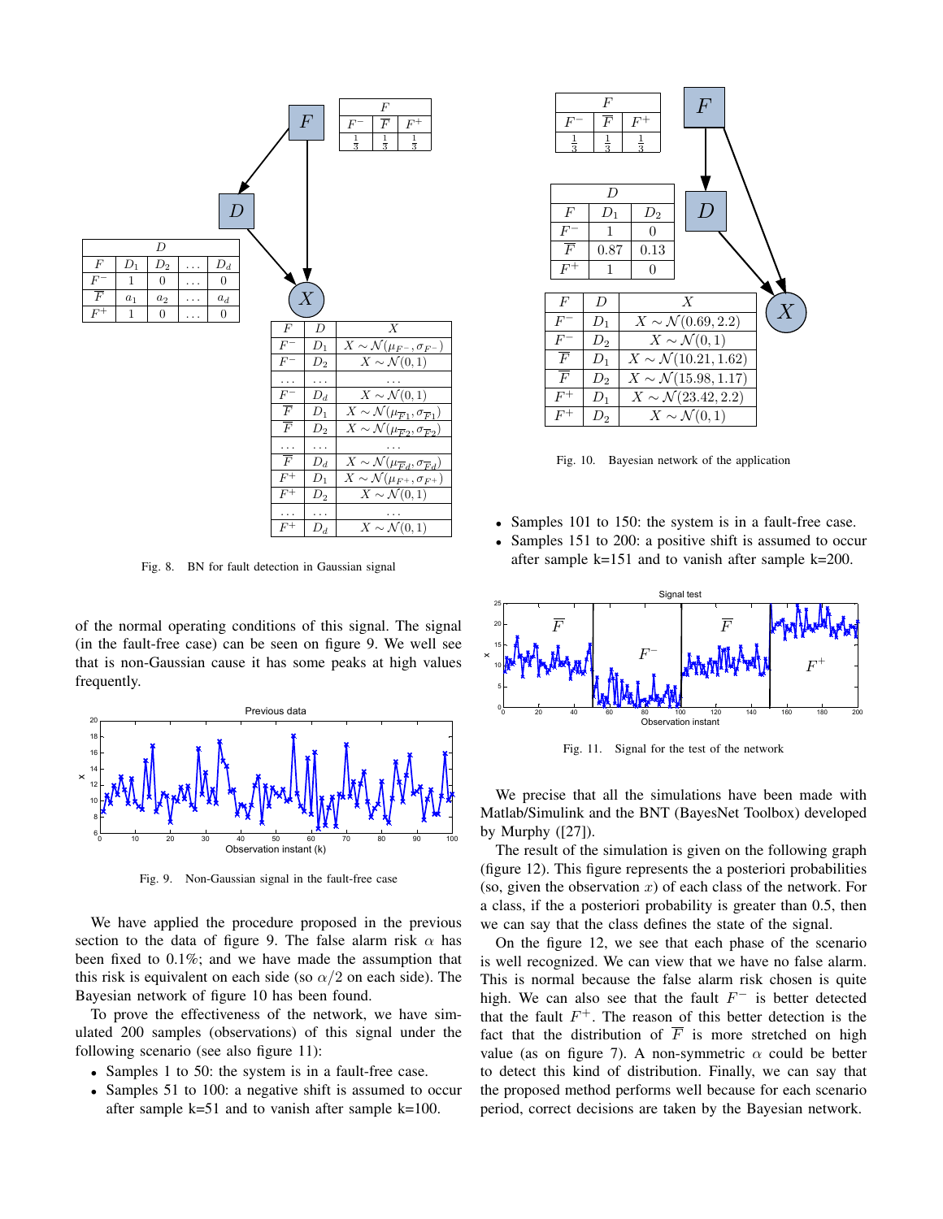| $F$ | | |
| --- | --- | --- |
| $F^-$ | $\overline{F}$ | $F^+$ |
| $\frac{1}{3}$ | $\frac{1}{3}$ | $\frac{1}{3}$ |

| $F$ | $D_1$ | $D_2$ | $\dots$ | $D_d$ |
| --- | --- | --- | --- | --- |
| $F^-$ | 1 | 0 | $\dots$ | 0 |
| $\overline{F}$ | $a_1$ | $a_2$ | $\dots$ | $a_d$ |
| $F^+$ | 1 | 0 | $\dots$ | 0 |

| $F$ | $D$ | $X$ |
| --- | --- | --- |
| $F^-$ | $D_1$ | $X \sim \mathcal{N}(\mu_{F^-}, \sigma_{F^-})$ |
| $F^-$ | $D_2$ | $X \sim \mathcal{N}(0,1)$ |
| $\dots$ | $\dots$ | $\dots$ |
| $F^-$ | $D_d$ | $X \sim \mathcal{N}(0,1)$ |
| $\overline{F}$ | $D_1$ | $X \sim \mathcal{N}(\mu_{\overline{F}1}, \sigma_{\overline{F}1})$ |
| $\overline{F}$ | $D_2$ | $X \sim \mathcal{N}(\mu_{\overline{F}2}, \sigma_{\overline{F}2})$ |
| $\dots$ | $\dots$ | $\dots$ |
| $\overline{F}$ | $D_d$ | $X \sim \mathcal{N}(\mu_{\overline{F}d}, \sigma_{\overline{F}d})$ |
| $F^+$ | $D_1$ | $X \sim \mathcal{N}(\mu_{F^+}, \sigma_{F^+})$ |
| $F^+$ | $D_2$ | $X \sim \mathcal{N}(0,1)$ |
| $\dots$ | $\dots$ | $\dots$ |
| $F^+$ | $D_d$ | $X \sim \mathcal{N}(0,1)$ |

Fig. 8. BN for fault detection in Gaussian signal

of the normal operating conditions of this signal. The signal (in the fault-free case) can be seen on figure 9. We well see that is non-Gaussian cause it has some peaks at high values frequently.

Fig. 9. Non-Gaussian signal in the fault-free case

We have applied the procedure proposed in the previous section to the data of figure 9. The false alarm risk $\alpha$ has been fixed to 0.1%; and we have made the assumption that this risk is equivalent on each side (so $\alpha/2$ on each side). The Bayesian network of figure 10 has been found.

To prove the effectiveness of the network, we have simulated 200 samples (observations) of this signal under the following scenario (see also figure 11):

- Samples 1 to 50: the system is in a fault-free case.
- Samples 51 to 100: a negative shift is assumed to occur after sample k=51 and to vanish after sample k=100.

| $F$ | | |
| --- | --- | --- |
| $F^-$ | $\overline{F}$ | $F^+$ |
| $\frac{1}{3}$ | $\frac{1}{3}$ | $\frac{1}{3}$ |

| $F$ | $D_1$ | $D_2$ |
| --- | --- | --- |
| $F^-$ | 1 | 0 |
| $\overline{F}$ | 0.87 | 0.13 |
| $F^+$ | 1 | 0 |

| $F$ | $D$ | $X$ |
| --- | --- | --- |
| $F^-$ | $D_1$ | $X \sim \mathcal{N}(0.69, 2.2)$ |
| $F^-$ | $D_2$ | $X \sim \mathcal{N}(0,1)$ |
| $\overline{F}$ | $D_1$ | $X \sim \mathcal{N}(10.21, 1.62)$ |
| $\overline{F}$ | $D_2$ | $X \sim \mathcal{N}(15.98, 1.17)$ |
| $F^+$ | $D_1$ | $X \sim \mathcal{N}(23.42, 2.2)$ |
| $F^+$ | $D_2$ | $X \sim \mathcal{N}(0,1)$ |

Fig. 10. Bayesian network of the application

- Samples 101 to 150: the system is in a fault-free case.
- Samples 151 to 200: a positive shift is assumed to occur after sample k=151 and to vanish after sample k=200.

Fig. 11. Signal for the test of the network

We precise that all the simulations have been made with Matlab/Simulink and the BNT (BayesNet Toolbox) developed by Murphy ([27]).

The result of the simulation is given on the following graph (figure 12). This figure represents the a posteriori probabilities (so, given the observation $x$) of each class of the network. For a class, if the a posteriori probability is greater than 0.5, then we can say that the class defines the state of the signal.

On the figure 12, we see that each phase of the scenario is well recognized. We can view that we have no false alarm. This is normal because the false alarm risk chosen is quite high. We can also see that the fault $F^-$ is better detected that the fault $F^+$. The reason of this better detection is the fact that the distribution of $\overline{F}$ is more stretched on high value (as on figure 7). A non-symmetric $\alpha$ could be better to detect this kind of distribution. Finally, we can say that the proposed method performs well because for each scenario period, correct decisions are taken by the Bayesian network.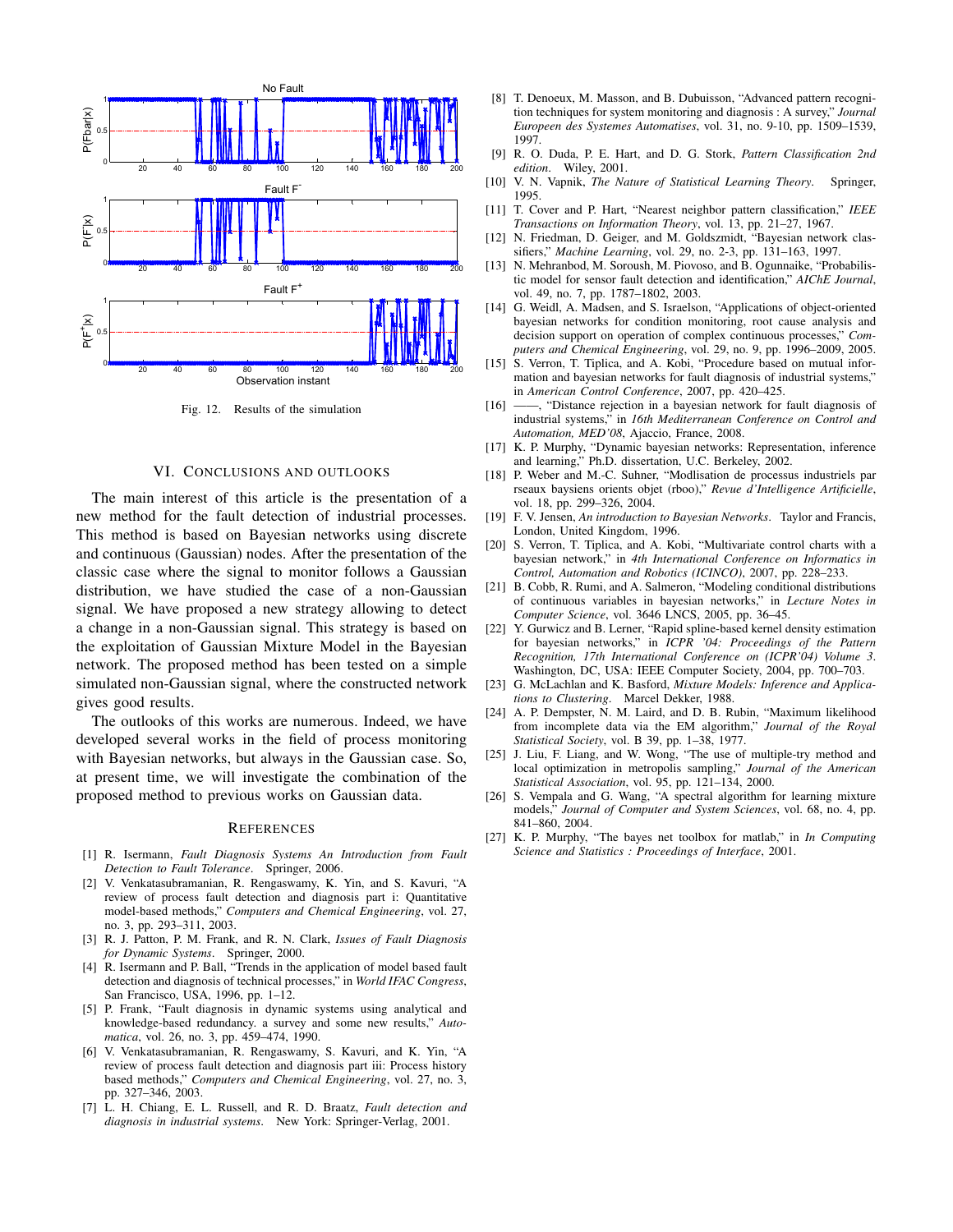No Fault

P(Fbar|x)

1

0.5

0

20 40 60 80 100 120 140 160 180 200

Fault $F^-$

P(F⁻|x)

1

0.5

0

20 40 60 80 100 120 140 160 180 200

Fault $F^+$

P(F⁺|x)

1

0.5

0

20 40 60 80 100 120 140 160 180 200

Observation instant

Fig. 12. Results of the simulation

## VI. Conclusions and outlooks

The main interest of this article is the presentation of a new method for the fault detection of industrial processes. This method is based on Bayesian networks using discrete and continuous (Gaussian) nodes. After the presentation of the classic case where the signal to monitor follows a Gaussian distribution, we have studied the case of a non-Gaussian signal. We have proposed a new strategy allowing to detect a change in a non-Gaussian signal. This strategy is based on the exploitation of Gaussian Mixture Model in the Bayesian network. The proposed method has been tested on a simple simulated non-Gaussian signal, where the constructed network gives good results.

The outlooks of this works are numerous. Indeed, we have developed several works in the field of process monitoring with Bayesian networks, but always in the Gaussian case. So, at present time, we will investigate the combination of the proposed method to previous works on Gaussian data.

## References

[1] R. Isermann, *Fault Diagnosis Systems An Introduction from Fault Detection to Fault Tolerance*. Springer, 2006.

[2] V. Venkatasubramanian, R. Rengaswamy, K. Yin, and S. Kavuri, "A review of process fault detection and diagnosis part i: Quantitative model-based methods," *Computers and Chemical Engineering*, vol. 27, no. 3, pp. 293–311, 2003.

[3] R. J. Patton, P. M. Frank, and R. N. Clark, *Issues of Fault Diagnosis for Dynamic Systems*. Springer, 2000.

[4] R. Isermann and P. Ball, "Trends in the application of model based fault detection and diagnosis of technical processes," in *World IFAC Congress*, San Francisco, USA, 1996, pp. 1–12.

[5] P. Frank, "Fault diagnosis in dynamic systems using analytical and knowledge-based redundancy. a survey and some new results," *Automatica*, vol. 26, no. 3, pp. 459–474, 1990.

[6] V. Venkatasubramanian, R. Rengaswamy, S. Kavuri, and K. Yin, "A review of process fault detection and diagnosis part iii: Process history based methods," *Computers and Chemical Engineering*, vol. 27, no. 3, pp. 327–346, 2003.

[7] L. H. Chiang, E. L. Russell, and R. D. Braatz, *Fault detection and diagnosis in industrial systems*. New York: Springer-Verlag, 2001.

[8] T. Denoeux, M. Masson, and B. Dubuisson, "Advanced pattern recognition techniques for system monitoring and diagnosis : A survey," *Journal Europeen des Systemes Automatises*, vol. 31, no. 9-10, pp. 1509–1539, 1997.

[9] R. O. Duda, P. E. Hart, and D. G. Stork, *Pattern Classification 2nd edition*. Wiley, 2001.

[10] V. N. Vapnik, *The Nature of Statistical Learning Theory*. Springer, 1995.

[11] T. Cover and P. Hart, "Nearest neighbor pattern classification," *IEEE Transactions on Information Theory*, vol. 13, pp. 21–27, 1967.

[12] N. Friedman, D. Geiger, and M. Goldszmidt, "Bayesian network classifiers," *Machine Learning*, vol. 29, no. 2-3, pp. 131–163, 1997.

[13] N. Mehranbod, M. Soroush, M. Piovoso, and B. Ogunnaike, "Probabilistic model for sensor fault detection and identification," *AIChE Journal*, vol. 49, no. 7, pp. 1787–1802, 2003.

[14] G. Weidl, A. Madsen, and S. Israelson, "Applications of object-oriented bayesian networks for condition monitoring, root cause analysis and decision support on operation of complex continuous processes," *Computers and Chemical Engineering*, vol. 29, no. 9, pp. 1996–2009, 2005.

[15] S. Verron, T. Tiplica, and A. Kobi, "Procedure based on mutual information and bayesian networks for fault diagnosis of industrial systems," in *American Control Conference*, 2007, pp. 420–425.

[16] ——, "Distance rejection in a bayesian network for fault diagnosis of industrial systems," in *16th Mediterranean Conference on Control and Automation, MED'08*, Ajaccio, France, 2008.

[17] K. P. Murphy, "Dynamic bayesian networks: Representation, inference and learning," Ph.D. dissertation, U.C. Berkeley, 2002.

[18] P. Weber and M.-C. Suhner, "Modlisation de processus industriels par rseaux baysiens orients objet (rboo)," *Revue d'Intelligence Artificielle*, vol. 18, pp. 299–326, 2004.

[19] F. V. Jensen, *An introduction to Bayesian Networks*. Taylor and Francis, London, United Kingdom, 1996.

[20] S. Verron, T. Tiplica, and A. Kobi, "Multivariate control charts with a bayesian network," in *4th International Conference on Informatics in Control, Automation and Robotics (ICINCO)*, 2007, pp. 228–233.

[21] B. Cobb, R. Rumi, and A. Salmeron, "Modeling conditional distributions of continuous variables in bayesian networks," in *Lecture Notes in Computer Science*, vol. 3646 LNCS, 2005, pp. 36–45.

[22] Y. Gurwicz and B. Lerner, "Rapid spline-based kernel density estimation for bayesian networks," in *ICPR '04: Proceedings of the Pattern Recognition, 17th International Conference on (ICPR'04) Volume 3*. Washington, DC, USA: IEEE Computer Society, 2004, pp. 700–703.

[23] G. McLachlan and K. Basford, *Mixture Models: Inference and Applications to Clustering*. Marcel Dekker, 1988.

[24] A. P. Dempster, N. M. Laird, and D. B. Rubin, "Maximum likelihood from incomplete data via the EM algorithm," *Journal of the Royal Statistical Society*, vol. B 39, pp. 1–38, 1977.

[25] J. Liu, F. Liang, and W. Wong, "The use of multiple-try method and local optimization in metropolis sampling," *Journal of the American Statistical Association*, vol. 95, pp. 121–134, 2000.

[26] S. Vempala and G. Wang, "A spectral algorithm for learning mixture models," *Journal of Computer and System Sciences*, vol. 68, no. 4, pp. 841–860, 2004.

[27] K. P. Murphy, "The bayes net toolbox for matlab," in *In Computing Science and Statistics : Proceedings of Interface*, 2001.